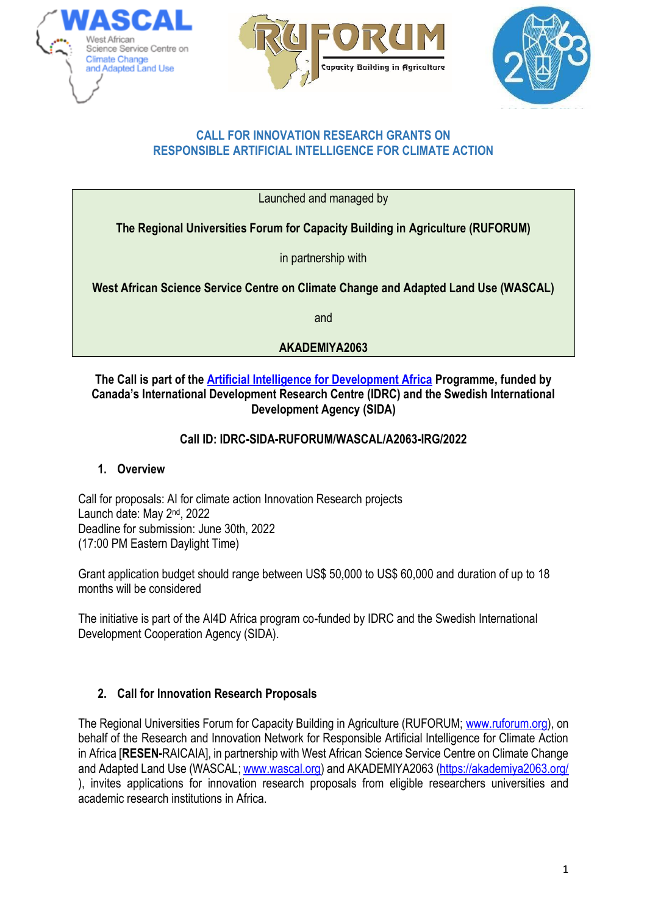## CALL FOR INNOVATION RESEARCH GRANTS ON RESPONSIBLE ARTIFICIAL INTELLIGENCE FOR CLIMATE ACTION

Launched and managed by

**The Regional Universities Forum for Capacity Building in Agriculture (RUFORUM)**

in partnership with

**West African Science Service Centre on Climate Change and Adapted Land Use (WASCAL)**

and

**AKADEMIYA2063**

**The Call is part of the [Artificial Intelligence for Development Africa] Programme, funded by Canada's International Development Research Centre (IDRC) and the Swedish International Development Agency (SIDA)**

**Call ID: IDRC-SIDA-RUFORUM/WASCAL/A2063-IRG/2022**

### 1. Overview

Call for proposals: AI for climate action Innovation Research projects
Launch date: May 2nd, 2022
Deadline for submission: June 30th, 2022
(17:00 PM Eastern Daylight Time)

Grant application budget should range between US$ 50,000 to US$ 60,000 and duration of up to 18 months will be considered

The initiative is part of the AI4D Africa program co-funded by IDRC and the Swedish International Development Cooperation Agency (SIDA).

### 2. Call for Innovation Research Proposals

The Regional Universities Forum for Capacity Building in Agriculture (RUFORUM; www.ruforum.org), on behalf of the Research and Innovation Network for Responsible Artificial Intelligence for Climate Action in Africa [**RESEN-**RAICAIA], in partnership with West African Science Service Centre on Climate Change and Adapted Land Use (WASCAL; www.wascal.org) and AKADEMIYA2063 (https://akademiya2063.org/), invites applications for innovation research proposals from eligible researchers universities and academic research institutions in Africa.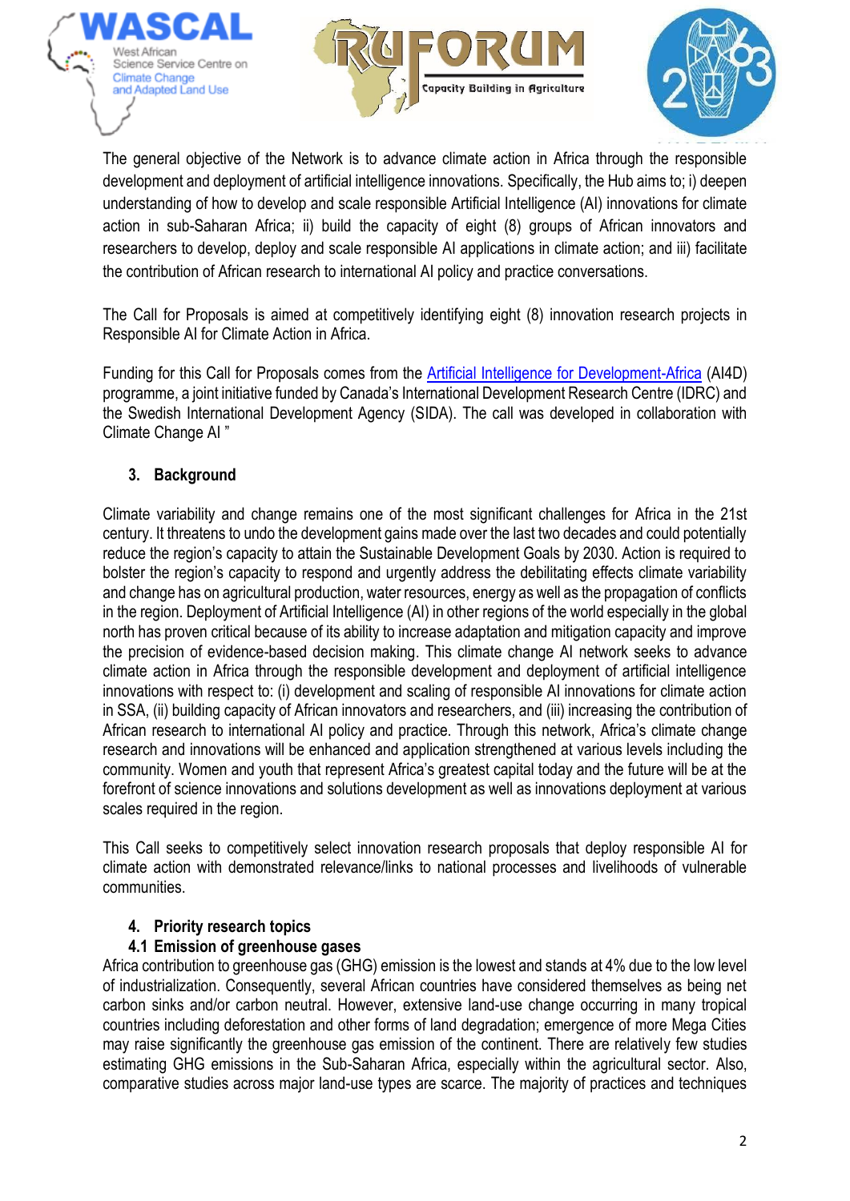The general objective of the Network is to advance climate action in Africa through the responsible development and deployment of artificial intelligence innovations. Specifically, the Hub aims to; i) deepen understanding of how to develop and scale responsible Artificial Intelligence (AI) innovations for climate action in sub-Saharan Africa; ii) build the capacity of eight (8) groups of African innovators and researchers to develop, deploy and scale responsible AI applications in climate action; and iii) facilitate the contribution of African research to international AI policy and practice conversations.

The Call for Proposals is aimed at competitively identifying eight (8) innovation research projects in Responsible AI for Climate Action in Africa.

Funding for this Call for Proposals comes from the [Artificial Intelligence for Development-Africa](#) (AI4D) programme, a joint initiative funded by Canada's International Development Research Centre (IDRC) and the Swedish International Development Agency (SIDA). The call was developed in collaboration with Climate Change AI "

## 3. Background

Climate variability and change remains one of the most significant challenges for Africa in the 21st century. It threatens to undo the development gains made over the last two decades and could potentially reduce the region's capacity to attain the Sustainable Development Goals by 2030. Action is required to bolster the region's capacity to respond and urgently address the debilitating effects climate variability and change has on agricultural production, water resources, energy as well as the propagation of conflicts in the region. Deployment of Artificial Intelligence (AI) in other regions of the world especially in the global north has proven critical because of its ability to increase adaptation and mitigation capacity and improve the precision of evidence-based decision making. This climate change AI network seeks to advance climate action in Africa through the responsible development and deployment of artificial intelligence innovations with respect to: (i) development and scaling of responsible AI innovations for climate action in SSA, (ii) building capacity of African innovators and researchers, and (iii) increasing the contribution of African research to international AI policy and practice. Through this network, Africa's climate change research and innovations will be enhanced and application strengthened at various levels including the community. Women and youth that represent Africa's greatest capital today and the future will be at the forefront of science innovations and solutions development as well as innovations deployment at various scales required in the region.

This Call seeks to competitively select innovation research proposals that deploy responsible AI for climate action with demonstrated relevance/links to national processes and livelihoods of vulnerable communities.

## 4. Priority research topics

### 4.1 Emission of greenhouse gases

Africa contribution to greenhouse gas (GHG) emission is the lowest and stands at 4% due to the low level of industrialization. Consequently, several African countries have considered themselves as being net carbon sinks and/or carbon neutral. However, extensive land-use change occurring in many tropical countries including deforestation and other forms of land degradation; emergence of more Mega Cities may raise significantly the greenhouse gas emission of the continent. There are relatively few studies estimating GHG emissions in the Sub-Saharan Africa, especially within the agricultural sector. Also, comparative studies across major land-use types are scarce. The majority of practices and techniques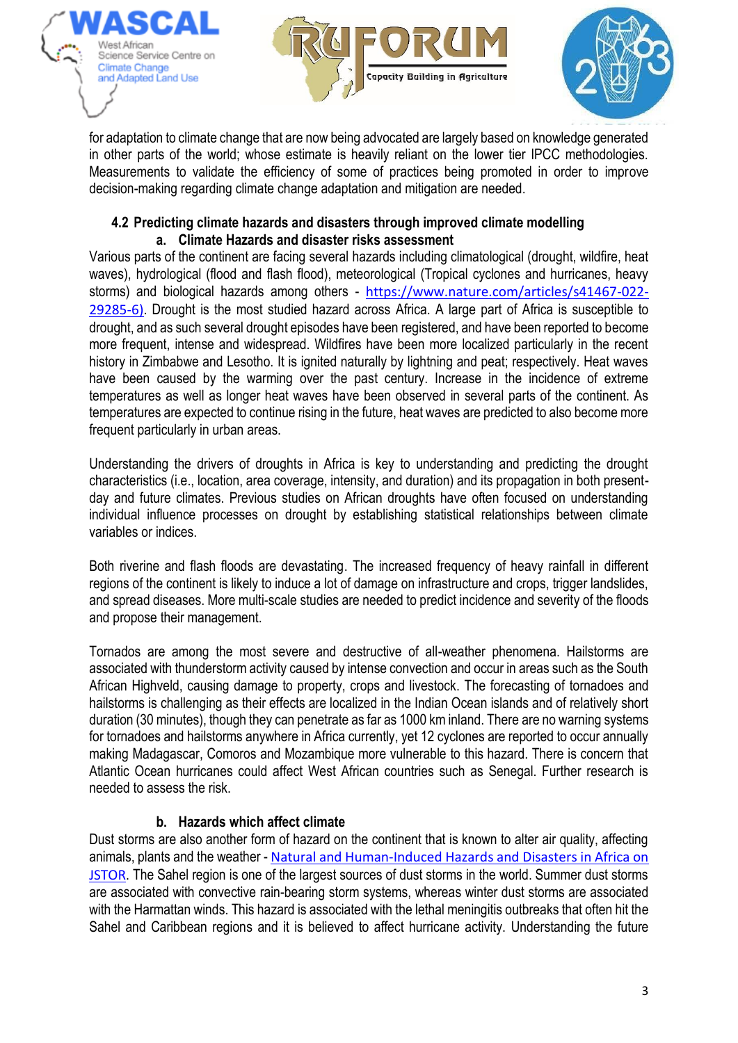for adaptation to climate change that are now being advocated are largely based on knowledge generated in other parts of the world; whose estimate is heavily reliant on the lower tier IPCC methodologies. Measurements to validate the efficiency of some of practices being promoted in order to improve decision-making regarding climate change adaptation and mitigation are needed.

### 4.2 Predicting climate hazards and disasters through improved climate modelling

#### a. Climate Hazards and disaster risks assessment

Various parts of the continent are facing several hazards including climatological (drought, wildfire, heat waves), hydrological (flood and flash flood), meteorological (Tropical cyclones and hurricanes, heavy storms) and biological hazards among others - [https://www.nature.com/articles/s41467-022-29285-6)](https://www.nature.com/articles/s41467-022-29285-6). Drought is the most studied hazard across Africa. A large part of Africa is susceptible to drought, and as such several drought episodes have been registered, and have been reported to become more frequent, intense and widespread. Wildfires have been more localized particularly in the recent history in Zimbabwe and Lesotho. It is ignited naturally by lightning and peat; respectively. Heat waves have been caused by the warming over the past century. Increase in the incidence of extreme temperatures as well as longer heat waves have been observed in several parts of the continent. As temperatures are expected to continue rising in the future, heat waves are predicted to also become more frequent particularly in urban areas.

Understanding the drivers of droughts in Africa is key to understanding and predicting the drought characteristics (i.e., location, area coverage, intensity, and duration) and its propagation in both present-day and future climates. Previous studies on African droughts have often focused on understanding individual influence processes on drought by establishing statistical relationships between climate variables or indices.

Both riverine and flash floods are devastating. The increased frequency of heavy rainfall in different regions of the continent is likely to induce a lot of damage on infrastructure and crops, trigger landslides, and spread diseases. More multi-scale studies are needed to predict incidence and severity of the floods and propose their management.

Tornados are among the most severe and destructive of all-weather phenomena. Hailstorms are associated with thunderstorm activity caused by intense convection and occur in areas such as the South African Highveld, causing damage to property, crops and livestock. The forecasting of tornadoes and hailstorms is challenging as their effects are localized in the Indian Ocean islands and of relatively short duration (30 minutes), though they can penetrate as far as 1000 km inland. There are no warning systems for tornadoes and hailstorms anywhere in Africa currently, yet 12 cyclones are reported to occur annually making Madagascar, Comoros and Mozambique more vulnerable to this hazard. There is concern that Atlantic Ocean hurricanes could affect West African countries such as Senegal. Further research is needed to assess the risk.

#### b. Hazards which affect climate

Dust storms are also another form of hazard on the continent that is known to alter air quality, affecting animals, plants and the weather - Natural and Human-Induced Hazards and Disasters in Africa on JSTOR. The Sahel region is one of the largest sources of dust storms in the world. Summer dust storms are associated with convective rain-bearing storm systems, whereas winter dust storms are associated with the Harmattan winds. This hazard is associated with the lethal meningitis outbreaks that often hit the Sahel and Caribbean regions and it is believed to affect hurricane activity. Understanding the future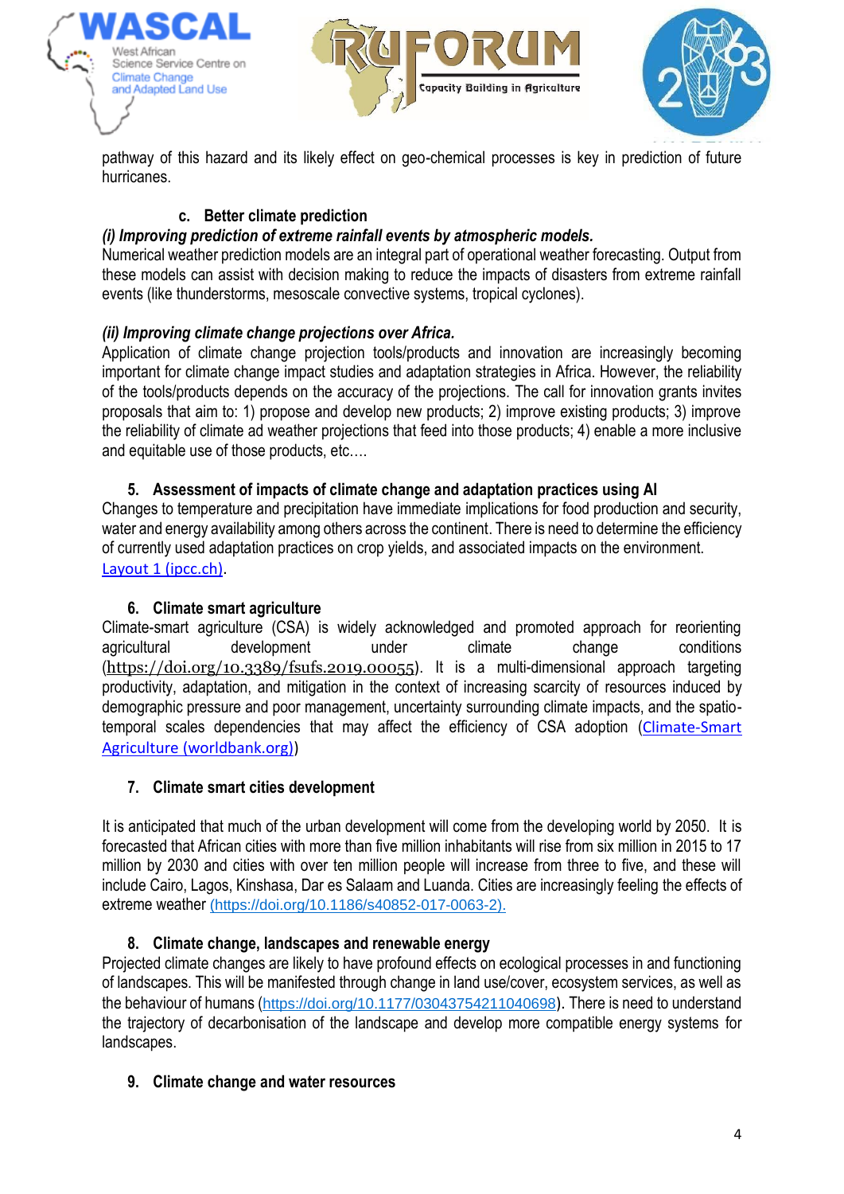pathway of this hazard and its likely effect on geo-chemical processes is key in prediction of future hurricanes.

### c. Better climate prediction

***(i) Improving prediction of extreme rainfall events by atmospheric models.***

Numerical weather prediction models are an integral part of operational weather forecasting. Output from these models can assist with decision making to reduce the impacts of disasters from extreme rainfall events (like thunderstorms, mesoscale convective systems, tropical cyclones).

***(ii) Improving climate change projections over Africa.***

Application of climate change projection tools/products and innovation are increasingly becoming important for climate change impact studies and adaptation strategies in Africa. However, the reliability of the tools/products depends on the accuracy of the projections. The call for innovation grants invites proposals that aim to: 1) propose and develop new products; 2) improve existing products; 3) improve the reliability of climate ad weather projections that feed into those products; 4) enable a more inclusive and equitable use of those products, etc.…

## 5. Assessment of impacts of climate change and adaptation practices using AI

Changes to temperature and precipitation have immediate implications for food production and security, water and energy availability among others across the continent. There is need to determine the efficiency of currently used adaptation practices on crop yields, and associated impacts on the environment. Layout 1 (ipcc.ch).

## 6. Climate smart agriculture

Climate-smart agriculture (CSA) is widely acknowledged and promoted approach for reorienting agricultural development under climate change conditions (https://doi.org/10.3389/fsufs.2019.00055). It is a multi-dimensional approach targeting productivity, adaptation, and mitigation in the context of increasing scarcity of resources induced by demographic pressure and poor management, uncertainty surrounding climate impacts, and the spatio-temporal scales dependencies that may affect the efficiency of CSA adoption (Climate-Smart Agriculture (worldbank.org))

## 7. Climate smart cities development

It is anticipated that much of the urban development will come from the developing world by 2050. It is forecasted that African cities with more than five million inhabitants will rise from six million in 2015 to 17 million by 2030 and cities with over ten million people will increase from three to five, and these will include Cairo, Lagos, Kinshasa, Dar es Salaam and Luanda. Cities are increasingly feeling the effects of extreme weather (https://doi.org/10.1186/s40852-017-0063-2).

## 8. Climate change, landscapes and renewable energy

Projected climate changes are likely to have profound effects on ecological processes in and functioning of landscapes. This will be manifested through change in land use/cover, ecosystem services, as well as the behaviour of humans (https://doi.org/10.1177/03043754211040698). There is need to understand the trajectory of decarbonisation of the landscape and develop more compatible energy systems for landscapes.

## 9. Climate change and water resources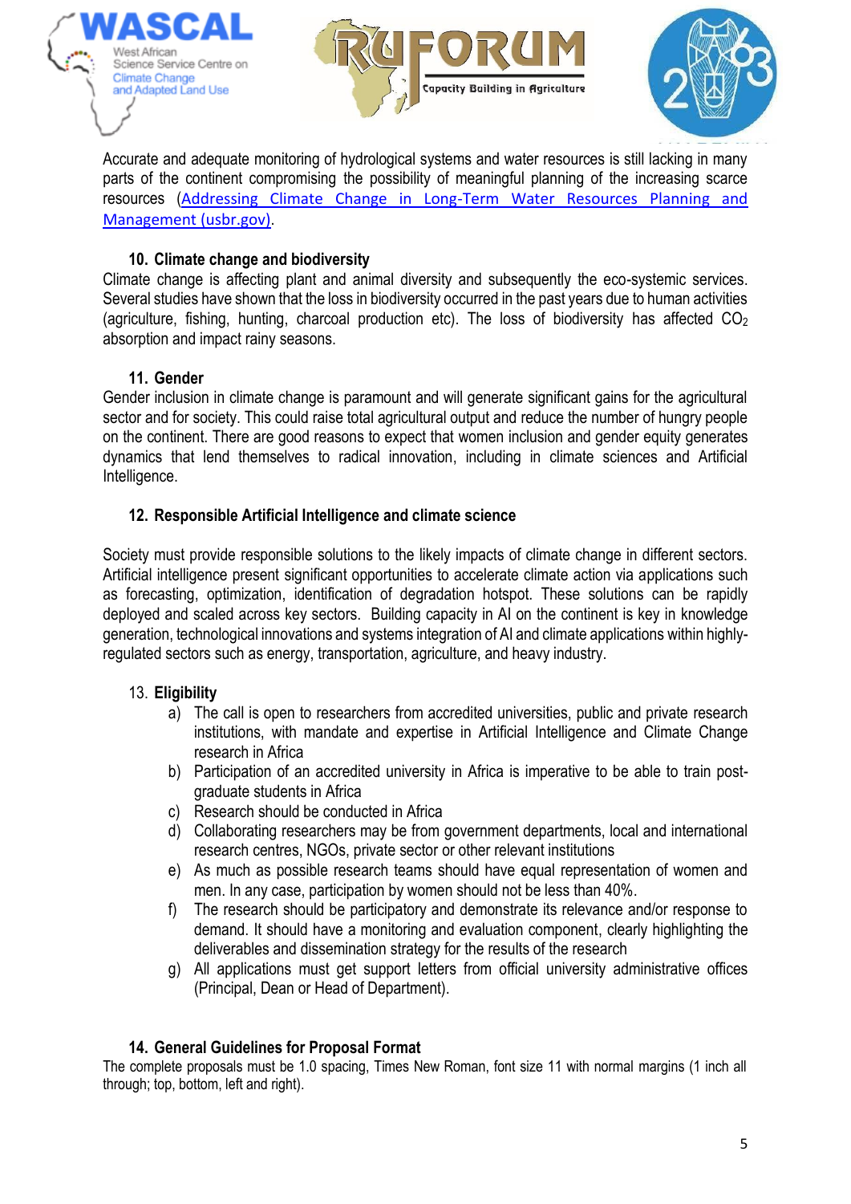Accurate and adequate monitoring of hydrological systems and water resources is still lacking in many parts of the continent compromising the possibility of meaningful planning of the increasing scarce resources ([Addressing Climate Change in Long-Term Water Resources Planning and Management (usbr.gov)]).

### 10. Climate change and biodiversity

Climate change is affecting plant and animal diversity and subsequently the eco-systemic services. Several studies have shown that the loss in biodiversity occurred in the past years due to human activities (agriculture, fishing, hunting, charcoal production etc). The loss of biodiversity has affected $CO_2$ absorption and impact rainy seasons.

### 11. Gender

Gender inclusion in climate change is paramount and will generate significant gains for the agricultural sector and for society. This could raise total agricultural output and reduce the number of hungry people on the continent. There are good reasons to expect that women inclusion and gender equity generates dynamics that lend themselves to radical innovation, including in climate sciences and Artificial Intelligence.

### 12. Responsible Artificial Intelligence and climate science

Society must provide responsible solutions to the likely impacts of climate change in different sectors. Artificial intelligence present significant opportunities to accelerate climate action via applications such as forecasting, optimization, identification of degradation hotspot. These solutions can be rapidly deployed and scaled across key sectors. Building capacity in AI on the continent is key in knowledge generation, technological innovations and systems integration of AI and climate applications within highly-regulated sectors such as energy, transportation, agriculture, and heavy industry.

### 13. Eligibility

a) The call is open to researchers from accredited universities, public and private research institutions, with mandate and expertise in Artificial Intelligence and Climate Change research in Africa
b) Participation of an accredited university in Africa is imperative to be able to train post-graduate students in Africa
c) Research should be conducted in Africa
d) Collaborating researchers may be from government departments, local and international research centres, NGOs, private sector or other relevant institutions
e) As much as possible research teams should have equal representation of women and men. In any case, participation by women should not be less than 40%.
f) The research should be participatory and demonstrate its relevance and/or response to demand. It should have a monitoring and evaluation component, clearly highlighting the deliverables and dissemination strategy for the results of the research
g) All applications must get support letters from official university administrative offices (Principal, Dean or Head of Department).

### 14. General Guidelines for Proposal Format

The complete proposals must be 1.0 spacing, Times New Roman, font size 11 with normal margins (1 inch all through; top, bottom, left and right).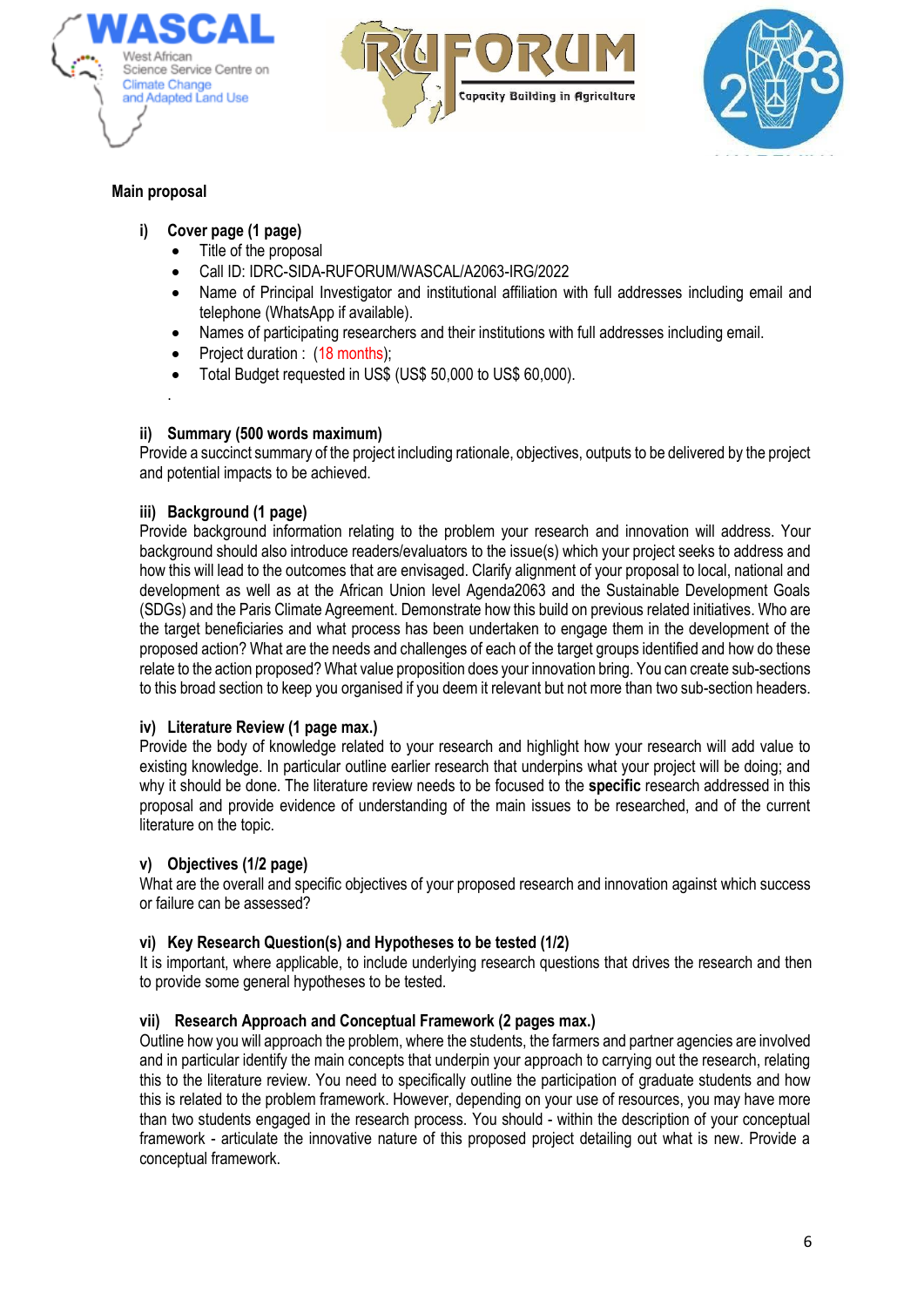## Main proposal

### i) Cover page (1 page)

- Title of the proposal
- Call ID: IDRC-SIDA-RUFORUM/WASCAL/A2063-IRG/2022
- Name of Principal Investigator and institutional affiliation with full addresses including email and telephone (WhatsApp if available).
- Names of participating researchers and their institutions with full addresses including email.
- Project duration : (18 months);
- Total Budget requested in US$ (US$ 50,000 to US$ 60,000).

.

### ii) Summary (500 words maximum)

Provide a succinct summary of the project including rationale, objectives, outputs to be delivered by the project and potential impacts to be achieved.

### iii) Background (1 page)

Provide background information relating to the problem your research and innovation will address. Your background should also introduce readers/evaluators to the issue(s) which your project seeks to address and how this will lead to the outcomes that are envisaged. Clarify alignment of your proposal to local, national and development as well as at the African Union level Agenda2063 and the Sustainable Development Goals (SDGs) and the Paris Climate Agreement. Demonstrate how this build on previous related initiatives. Who are the target beneficiaries and what process has been undertaken to engage them in the development of the proposed action? What are the needs and challenges of each of the target groups identified and how do these relate to the action proposed? What value proposition does your innovation bring. You can create sub-sections to this broad section to keep you organised if you deem it relevant but not more than two sub-section headers.

### iv) Literature Review (1 page max.)

Provide the body of knowledge related to your research and highlight how your research will add value to existing knowledge. In particular outline earlier research that underpins what your project will be doing; and why it should be done. The literature review needs to be focused to the **specific** research addressed in this proposal and provide evidence of understanding of the main issues to be researched, and of the current literature on the topic.

### v) Objectives (1/2 page)

What are the overall and specific objectives of your proposed research and innovation against which success or failure can be assessed?

### vi) Key Research Question(s) and Hypotheses to be tested (1/2)

It is important, where applicable, to include underlying research questions that drives the research and then to provide some general hypotheses to be tested.

### vii) Research Approach and Conceptual Framework (2 pages max.)

Outline how you will approach the problem, where the students, the farmers and partner agencies are involved and in particular identify the main concepts that underpin your approach to carrying out the research, relating this to the literature review. You need to specifically outline the participation of graduate students and how this is related to the problem framework. However, depending on your use of resources, you may have more than two students engaged in the research process. You should - within the description of your conceptual framework - articulate the innovative nature of this proposed project detailing out what is new. Provide a conceptual framework.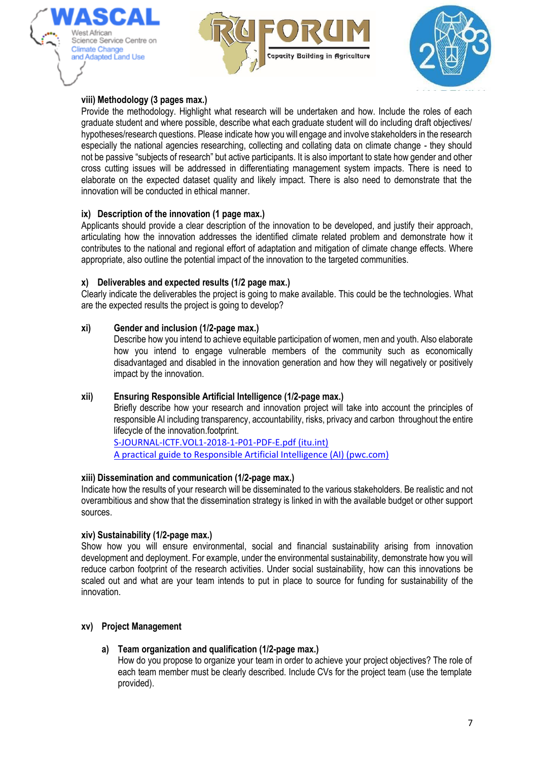**viii) Methodology (3 pages max.)**

Provide the methodology. Highlight what research will be undertaken and how. Include the roles of each graduate student and where possible, describe what each graduate student will do including draft objectives/ hypotheses/research questions. Please indicate how you will engage and involve stakeholders in the research especially the national agencies researching, collecting and collating data on climate change - they should not be passive "subjects of research" but active participants. It is also important to state how gender and other cross cutting issues will be addressed in differentiating management system impacts. There is need to elaborate on the expected dataset quality and likely impact. There is also need to demonstrate that the innovation will be conducted in ethical manner.

**ix) Description of the innovation (1 page max.)**

Applicants should provide a clear description of the innovation to be developed, and justify their approach, articulating how the innovation addresses the identified climate related problem and demonstrate how it contributes to the national and regional effort of adaptation and mitigation of climate change effects. Where appropriate, also outline the potential impact of the innovation to the targeted communities.

**x) Deliverables and expected results (1/2 page max.)**

Clearly indicate the deliverables the project is going to make available. This could be the technologies. What are the expected results the project is going to develop?

**xi) Gender and inclusion (1/2-page max.)**

Describe how you intend to achieve equitable participation of women, men and youth. Also elaborate how you intend to engage vulnerable members of the community such as economically disadvantaged and disabled in the innovation generation and how they will negatively or positively impact by the innovation.

**xii) Ensuring Responsible Artificial Intelligence (1/2-page max.)**

Briefly describe how your research and innovation project will take into account the principles of responsible AI including transparency, accountability, risks, privacy and carbon throughout the entire lifecycle of the innovation.footprint.

S-JOURNAL-ICTF.VOL1-2018-1-P01-PDF-E.pdf (itu.int)

A practical guide to Responsible Artificial Intelligence (AI) (pwc.com)

**xiii) Dissemination and communication (1/2-page max.)**

Indicate how the results of your research will be disseminated to the various stakeholders. Be realistic and not overambitious and show that the dissemination strategy is linked in with the available budget or other support sources.

**xiv) Sustainability (1/2-page max.)**

Show how you will ensure environmental, social and financial sustainability arising from innovation development and deployment. For example, under the environmental sustainability, demonstrate how you will reduce carbon footprint of the research activities. Under social sustainability, how can this innovations be scaled out and what are your team intends to put in place to source for funding for sustainability of the innovation.

**xv) Project Management**

**a) Team organization and qualification (1/2-page max.)**

How do you propose to organize your team in order to achieve your project objectives? The role of each team member must be clearly described. Include CVs for the project team (use the template provided).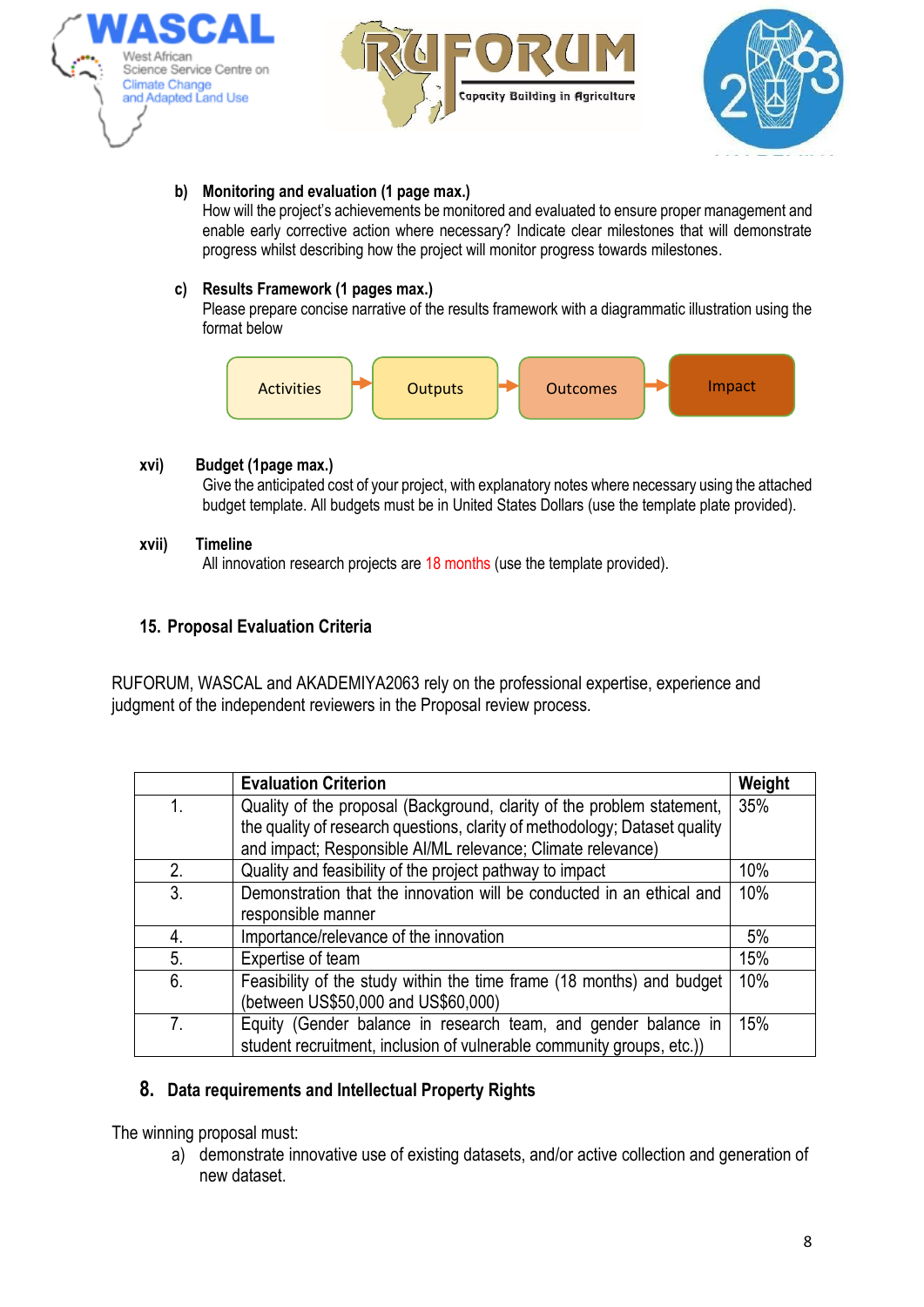**b) Monitoring and evaluation (1 page max.)**

How will the project's achievements be monitored and evaluated to ensure proper management and enable early corrective action where necessary? Indicate clear milestones that will demonstrate progress whilst describing how the project will monitor progress towards milestones.

**c) Results Framework (1 pages max.)**

Please prepare concise narrative of the results framework with a diagrammatic illustration using the format below

Activities → Outputs → Outcomes → Impact

**xvi) Budget (1page max.)**

Give the anticipated cost of your project, with explanatory notes where necessary using the attached budget template. All budgets must be in United States Dollars (use the template plate provided).

**xvii) Timeline**

All innovation research projects are 18 months (use the template provided).

## 15. Proposal Evaluation Criteria

RUFORUM, WASCAL and AKADEMIYA2063 rely on the professional expertise, experience and judgment of the independent reviewers in the Proposal review process.

| | Evaluation Criterion | Weight |
|---|---|---|
| 1. | Quality of the proposal (Background, clarity of the problem statement, the quality of research questions, clarity of methodology; Dataset quality and impact; Responsible AI/ML relevance; Climate relevance) | 35% |
| 2. | Quality and feasibility of the project pathway to impact | 10% |
| 3. | Demonstration that the innovation will be conducted in an ethical and responsible manner | 10% |
| 4. | Importance/relevance of the innovation | 5% |
| 5. | Expertise of team | 15% |
| 6. | Feasibility of the study within the time frame (18 months) and budget (between US$50,000 and US$60,000) | 10% |
| 7. | Equity (Gender balance in research team, and gender balance in student recruitment, inclusion of vulnerable community groups, etc.)) | 15% |

## 8. Data requirements and Intellectual Property Rights

The winning proposal must:

a) demonstrate innovative use of existing datasets, and/or active collection and generation of new dataset.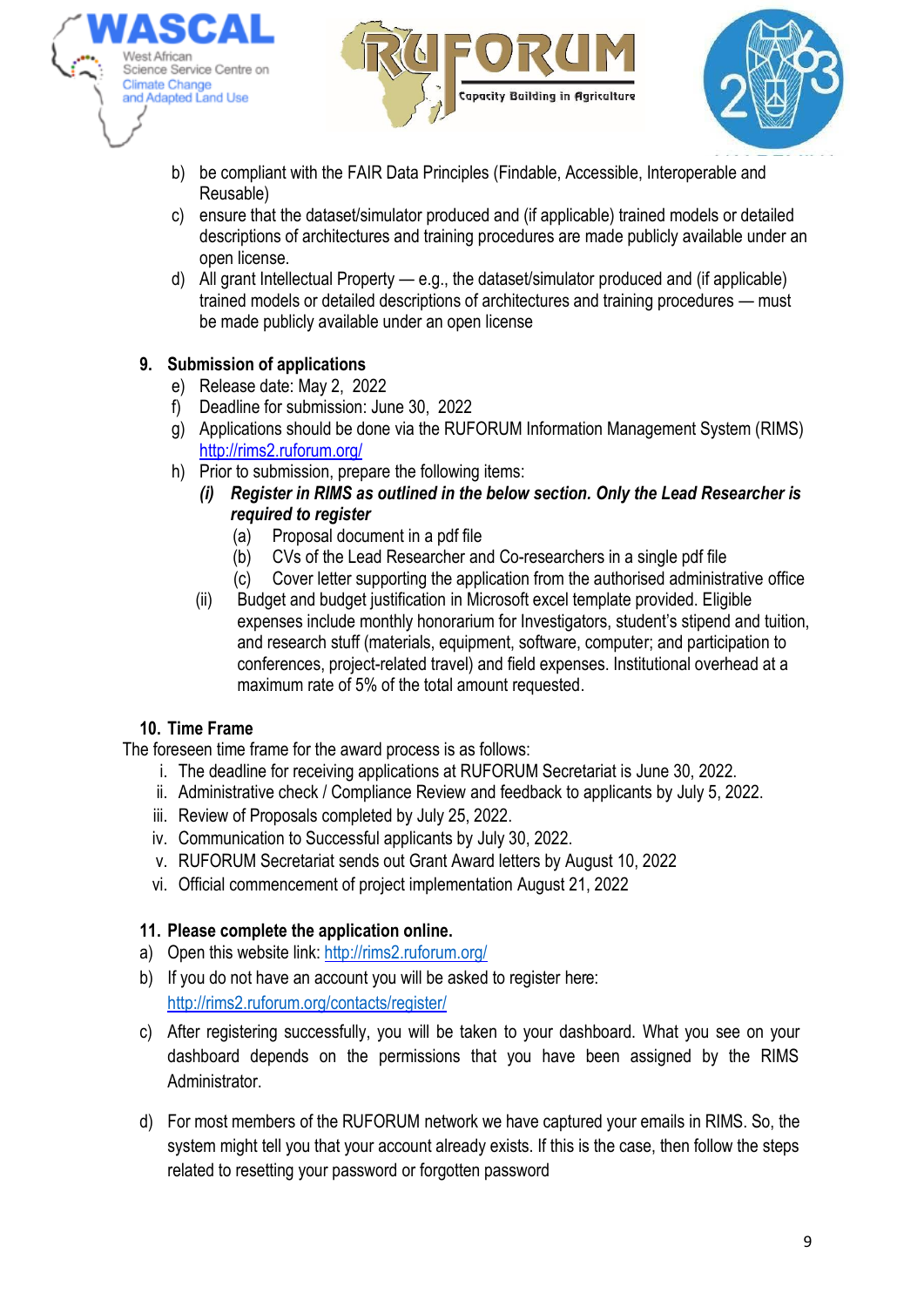b) be compliant with the FAIR Data Principles (Findable, Accessible, Interoperable and Reusable)

c) ensure that the dataset/simulator produced and (if applicable) trained models or detailed descriptions of architectures and training procedures are made publicly available under an open license.

d) All grant Intellectual Property — e.g., the dataset/simulator produced and (if applicable) trained models or detailed descriptions of architectures and training procedures — must be made publicly available under an open license

**9. Submission of applications**

e) Release date: May 2, 2022

f) Deadline for submission: June 30, 2022

g) Applications should be done via the RUFORUM Information Management System (RIMS) http://rims2.ruforum.org/

h) Prior to submission, prepare the following items:

***(i) Register in RIMS as outlined in the below section. Only the Lead Researcher is required to register***

(a) Proposal document in a pdf file

(b) CVs of the Lead Researcher and Co-researchers in a single pdf file

(c) Cover letter supporting the application from the authorised administrative office

(ii) Budget and budget justification in Microsoft excel template provided. Eligible expenses include monthly honorarium for Investigators, student's stipend and tuition, and research stuff (materials, equipment, software, computer; and participation to conferences, project-related travel) and field expenses. Institutional overhead at a maximum rate of 5% of the total amount requested.

**10. Time Frame**

The foreseen time frame for the award process is as follows:

i. The deadline for receiving applications at RUFORUM Secretariat is June 30, 2022.

ii. Administrative check / Compliance Review and feedback to applicants by July 5, 2022.

iii. Review of Proposals completed by July 25, 2022.

iv. Communication to Successful applicants by July 30, 2022.

v. RUFORUM Secretariat sends out Grant Award letters by August 10, 2022

vi. Official commencement of project implementation August 21, 2022

**11. Please complete the application online.**

a) Open this website link: http://rims2.ruforum.org/

b) If you do not have an account you will be asked to register here: http://rims2.ruforum.org/contacts/register/

c) After registering successfully, you will be taken to your dashboard. What you see on your dashboard depends on the permissions that you have been assigned by the RIMS Administrator.

d) For most members of the RUFORUM network we have captured your emails in RIMS. So, the system might tell you that your account already exists. If this is the case, then follow the steps related to resetting your password or forgotten password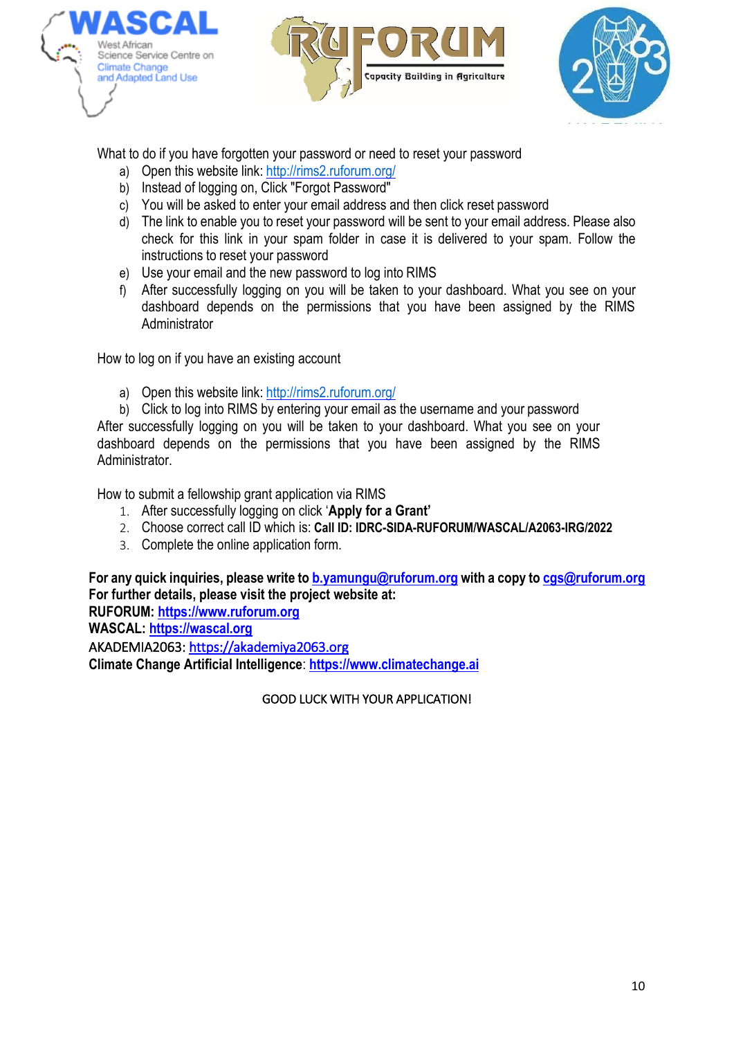What to do if you have forgotten your password or need to reset your password

a) Open this website link: http://rims2.ruforum.org/
b) Instead of logging on, Click "Forgot Password"
c) You will be asked to enter your email address and then click reset password
d) The link to enable you to reset your password will be sent to your email address. Please also check for this link in your spam folder in case it is delivered to your spam. Follow the instructions to reset your password
e) Use your email and the new password to log into RIMS
f) After successfully logging on you will be taken to your dashboard. What you see on your dashboard depends on the permissions that you have been assigned by the RIMS Administrator

How to log on if you have an existing account

a) Open this website link: http://rims2.ruforum.org/
b) Click to log into RIMS by entering your email as the username and your password

After successfully logging on you will be taken to your dashboard. What you see on your dashboard depends on the permissions that you have been assigned by the RIMS Administrator.

How to submit a fellowship grant application via RIMS

1. After successfully logging on click '**Apply for a Grant'**
2. Choose correct call ID which is: **Call ID: IDRC-SIDA-RUFORUM/WASCAL/A2063-IRG/2022**
3. Complete the online application form.

**For any quick inquiries, please write to b.yamungu@ruforum.org with a copy to cgs@ruforum.org**
**For further details, please visit the project website at:**
**RUFORUM: https://www.ruforum.org**
**WASCAL: https://wascal.org**
AKADEMIA2063: https://akademiya2063.org
**Climate Change Artificial Intelligence**: **https://www.climatechange.ai**

GOOD LUCK WITH YOUR APPLICATION!